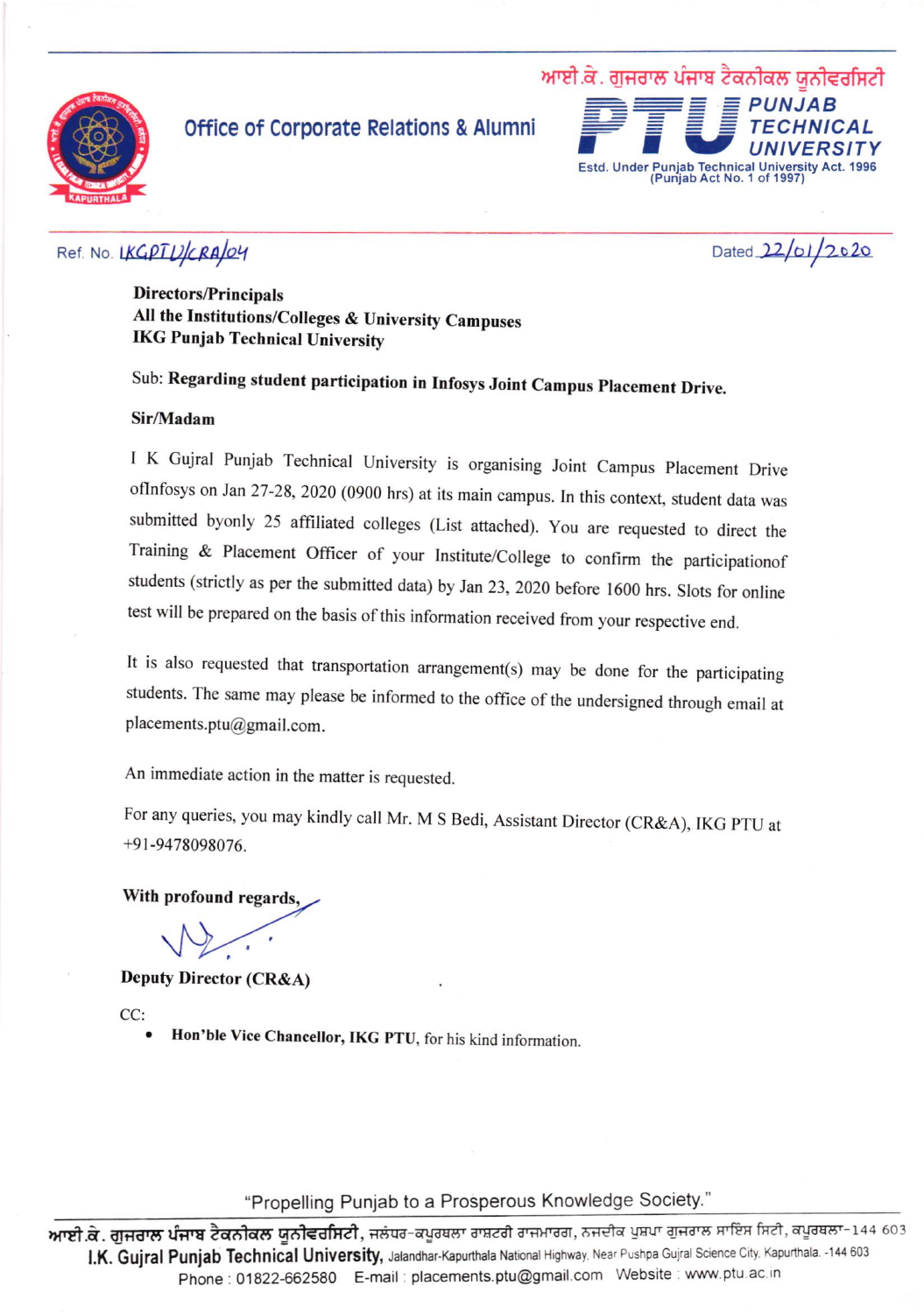ਆਈ.ਕੇ. ਗੁਜਰਾਲ ਪੰਜਾਬ ਟੈਕਨੀਕਲ ਯੂਨੀਵਰਸਿਟੀ

**Office of Corporate Relations & Alumni**

**PTU PUNJAB TECHNICAL UNIVERSITY**

Estd. Under Punjab Technical University Act. 1996 (Punjab Act No. 1 of 1997)

Ref. No. IKGPTU/CRA/04

Dated 22/01/2020

**Directors/Principals**
**All the Institutions/Colleges & University Campuses**
**IKG Punjab Technical University**

Sub: **Regarding student participation in Infosys Joint Campus Placement Drive.**

**Sir/Madam**

I K Gujral Punjab Technical University is organising Joint Campus Placement Drive ofInfosys on Jan 27-28, 2020 (0900 hrs) at its main campus. In this context, student data was submitted byonly 25 affiliated colleges (List attached). You are requested to direct the Training & Placement Officer of your Institute/College to confirm the participationof students (strictly as per the submitted data) by Jan 23, 2020 before 1600 hrs. Slots for online test will be prepared on the basis of this information received from your respective end.

It is also requested that transportation arrangement(s) may be done for the participating students. The same may please be informed to the office of the undersigned through email at placements.ptu@gmail.com.

An immediate action in the matter is requested.

For any queries, you may kindly call Mr. M S Bedi, Assistant Director (CR&A), IKG PTU at +91-9478098076.

**With profound regards,**

**Deputy Director (CR&A)**

CC:

- **Hon'ble Vice Chancellor, IKG PTU**, for his kind information.

"Propelling Punjab to a Prosperous Knowledge Society."

ਆਈ.ਕੇ. ਗੁਜਰਾਲ ਪੰਜਾਬ ਟੈਕਨੀਕਲ ਯੂਨੀਵਰਸਿਟੀ, ਜਲੰਧਰ-ਕਪੂਰਥਲਾ ਰਾਸ਼ਟਰੀ ਰਾਜਮਾਰਗ, ਨਜ਼ਦੀਕ ਪੁਸ਼ਪਾ ਗੁਜਰਾਲ ਸਾਇੰਸ ਸਿਟੀ, ਕਪੂਰਥਲਾ-144 603
**I.K. Gujral Punjab Technical University**, Jalandhar-Kapurthala National Highway, Near Pushpa Gujral Science City, Kapurthala. -144 603
Phone : 01822-662580 E-mail : placements.ptu@gmail.com Website : www.ptu.ac.in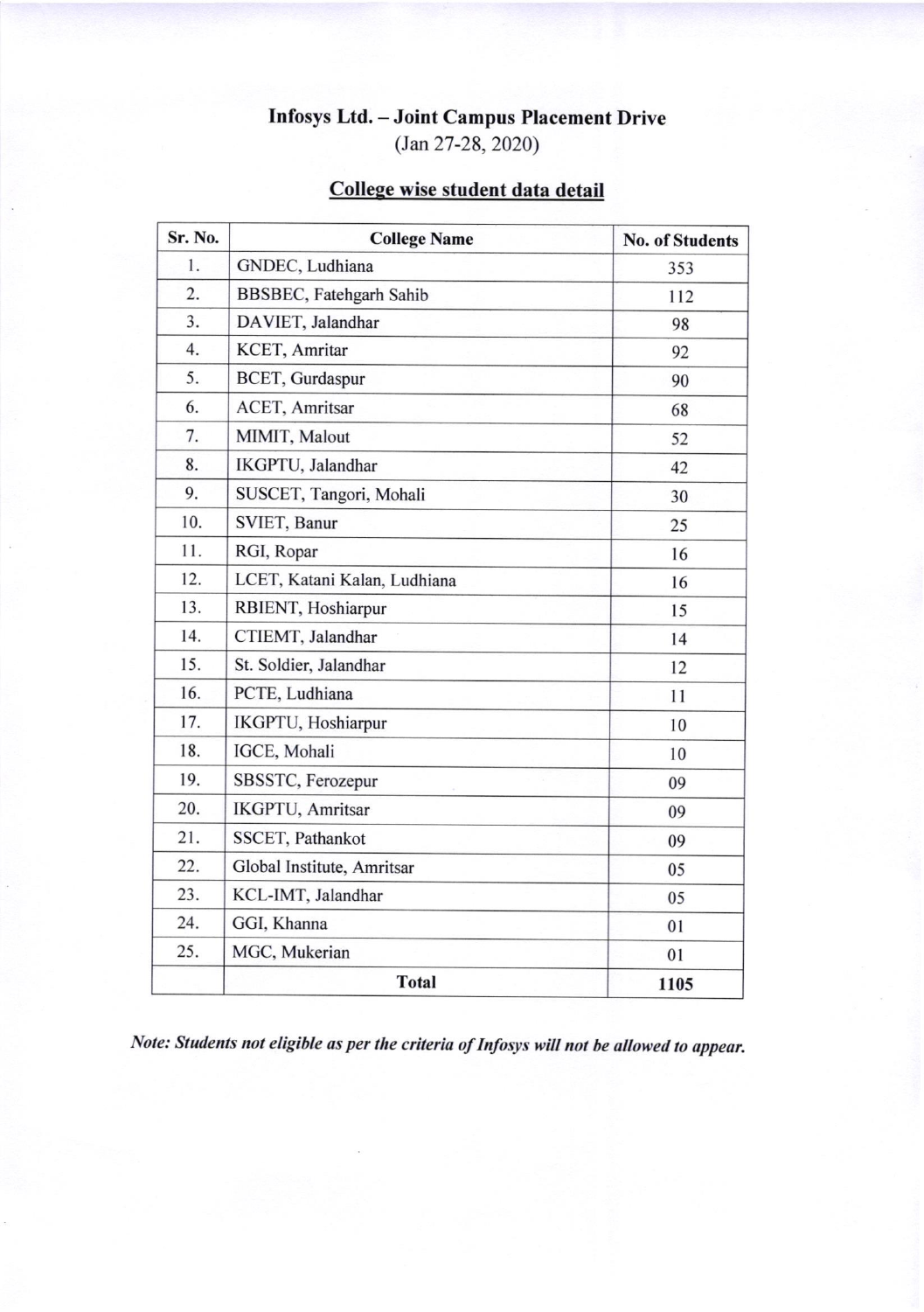# Infosys Ltd. – Joint Campus Placement Drive

(Jan 27-28, 2020)

## College wise student data detail

| Sr. No. | College Name | No. of Students |
|---|---|---|
| 1. | GNDEC, Ludhiana | 353 |
| 2. | BBSBEC, Fatehgarh Sahib | 112 |
| 3. | DAVIET, Jalandhar | 98 |
| 4. | KCET, Amritar | 92 |
| 5. | BCET, Gurdaspur | 90 |
| 6. | ACET, Amritsar | 68 |
| 7. | MIMIT, Malout | 52 |
| 8. | IKGPTU, Jalandhar | 42 |
| 9. | SUSCET, Tangori, Mohali | 30 |
| 10. | SVIET, Banur | 25 |
| 11. | RGI, Ropar | 16 |
| 12. | LCET, Katani Kalan, Ludhiana | 16 |
| 13. | RBIENT, Hoshiarpur | 15 |
| 14. | CTIEMT, Jalandhar | 14 |
| 15. | St. Soldier, Jalandhar | 12 |
| 16. | PCTE, Ludhiana | 11 |
| 17. | IKGPTU, Hoshiarpur | 10 |
| 18. | IGCE, Mohali | 10 |
| 19. | SBSSTC, Ferozepur | 09 |
| 20. | IKGPTU, Amritsar | 09 |
| 21. | SSCET, Pathankot | 09 |
| 22. | Global Institute, Amritsar | 05 |
| 23. | KCL-IMT, Jalandhar | 05 |
| 24. | GGI, Khanna | 01 |
| 25. | MGC, Mukerian | 01 |
| | **Total** | **1105** |

***Note: Students not eligible as per the criteria of Infosys will not be allowed to appear.***